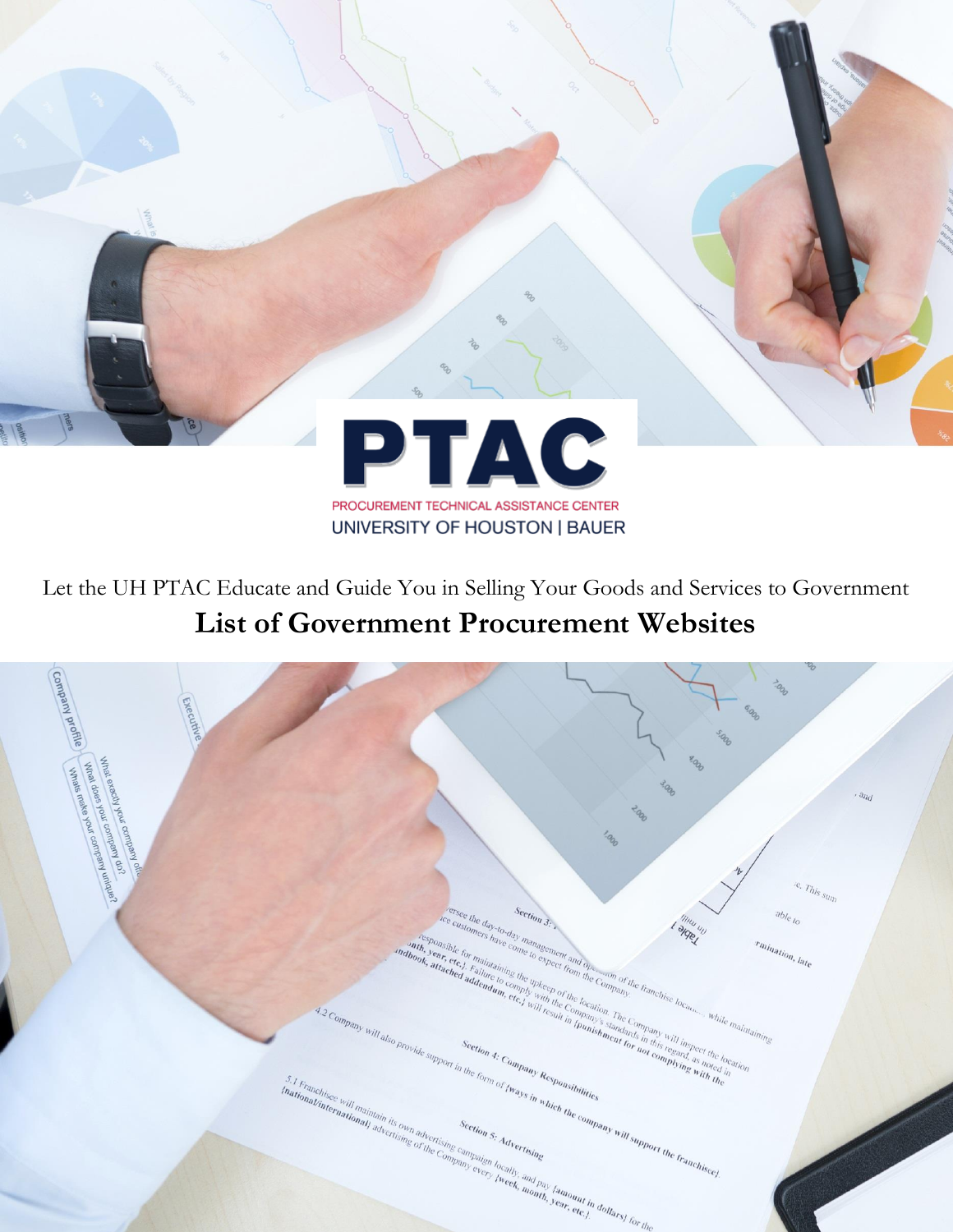# PTAC

PROCUREMENT TECHNICAL ASSISTANCE CENTER

UNIVERSITY OF HOUSTON | BAUER

Let the UH PTAC Educate and Guide You in Selling Your Goods and Services to Government

## List of Government Procurement Websites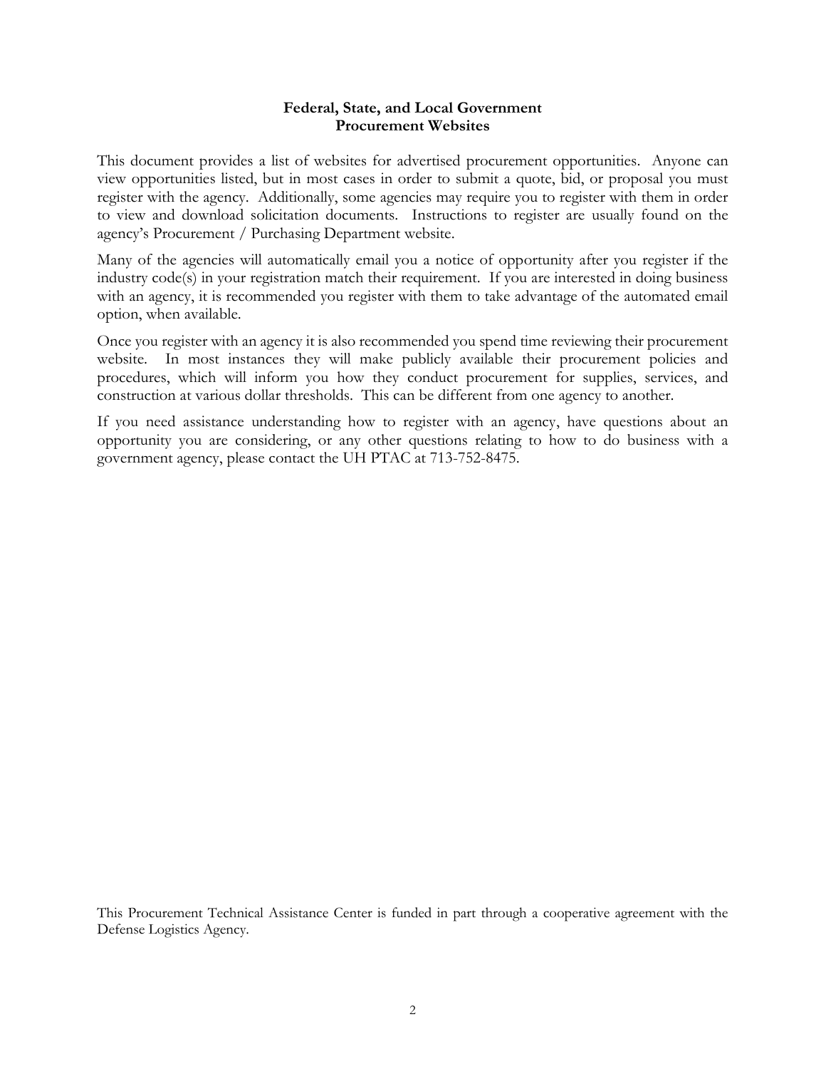# Federal, State, and Local Government Procurement Websites

This document provides a list of websites for advertised procurement opportunities. Anyone can view opportunities listed, but in most cases in order to submit a quote, bid, or proposal you must register with the agency. Additionally, some agencies may require you to register with them in order to view and download solicitation documents. Instructions to register are usually found on the agency's Procurement / Purchasing Department website.

Many of the agencies will automatically email you a notice of opportunity after you register if the industry code(s) in your registration match their requirement. If you are interested in doing business with an agency, it is recommended you register with them to take advantage of the automated email option, when available.

Once you register with an agency it is also recommended you spend time reviewing their procurement website. In most instances they will make publicly available their procurement policies and procedures, which will inform you how they conduct procurement for supplies, services, and construction at various dollar thresholds. This can be different from one agency to another.

If you need assistance understanding how to register with an agency, have questions about an opportunity you are considering, or any other questions relating to how to do business with a government agency, please contact the UH PTAC at 713-752-8475.

This Procurement Technical Assistance Center is funded in part through a cooperative agreement with the Defense Logistics Agency.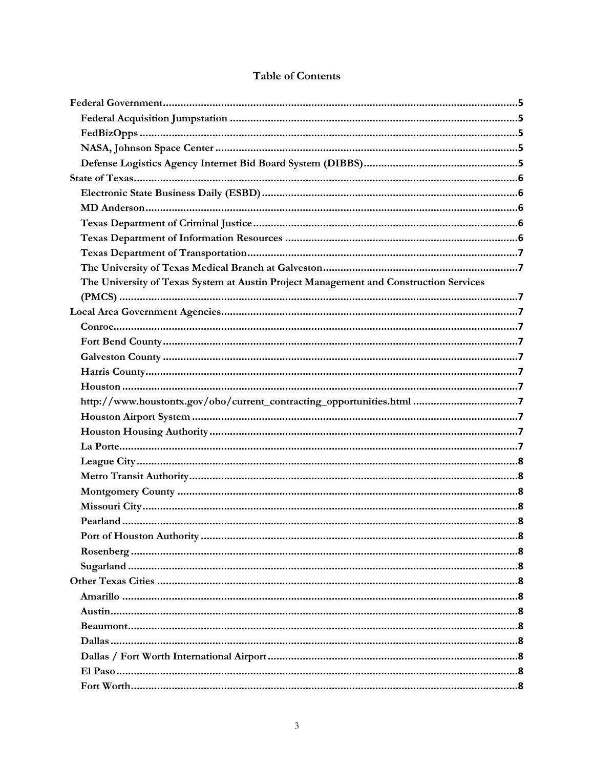# Table of Contents

- Federal Government .....5
  - Federal Acquisition Jumpstation .....5
  - FedBizOpps .....5
  - NASA, Johnson Space Center .....5
  - Defense Logistics Agency Internet Bid Board System (DIBBS) .....5
- State of Texas .....6
  - Electronic State Business Daily (ESBD) .....6
  - MD Anderson .....6
  - Texas Department of Criminal Justice .....6
  - Texas Department of Information Resources .....6
  - Texas Department of Transportation .....7
  - The University of Texas Medical Branch at Galveston .....7
  - The University of Texas System at Austin Project Management and Construction Services (PMCS) .....7
- Local Area Government Agencies .....7
  - Conroe .....7
  - Fort Bend County .....7
  - Galveston County .....7
  - Harris County .....7
  - Houston .....7
  - http://www.houstontx.gov/obo/current_contracting_opportunities.html .....7
  - Houston Airport System .....7
  - Houston Housing Authority .....7
  - La Porte .....7
  - League City .....8
  - Metro Transit Authority .....8
  - Montgomery County .....8
  - Missouri City .....8
  - Pearland .....8
  - Port of Houston Authority .....8
  - Rosenberg .....8
  - Sugarland .....8
- Other Texas Cities .....8
  - Amarillo .....8
  - Austin .....8
  - Beaumont .....8
  - Dallas .....8
  - Dallas / Fort Worth International Airport .....8
  - El Paso .....8
  - Fort Worth .....8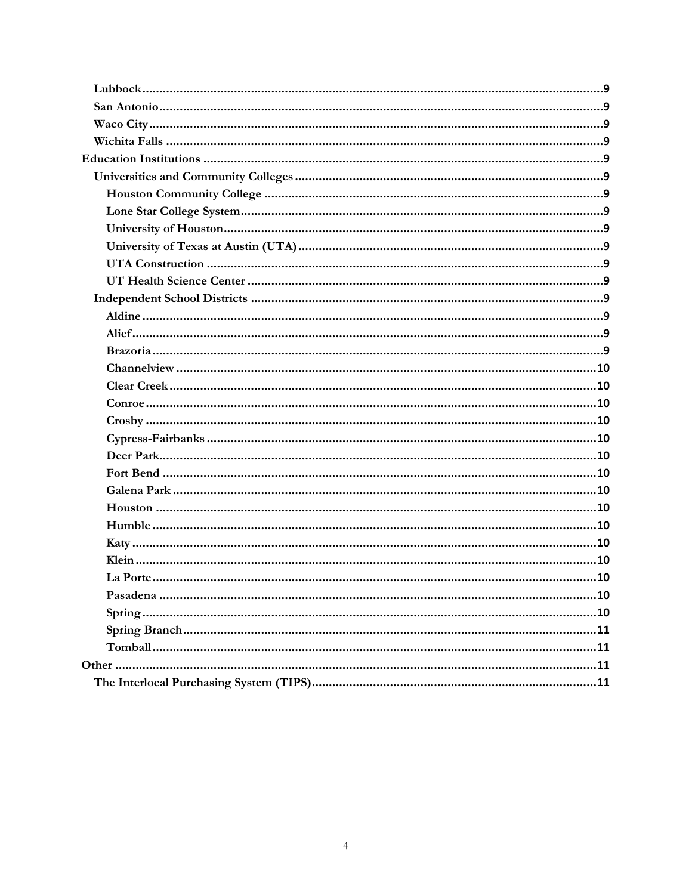- Lubbock....................................................................................................................9
- San Antonio...............................................................................................................9
- Waco City..................................................................................................................9
- Wichita Falls .............................................................................................................9

Education Institutions .................................................................................................9

- Universities and Community Colleges......................................................................9
  - Houston Community College ................................................................................9
  - Lone Star College System.......................................................................................9
  - University of Houston............................................................................................9
  - University of Texas at Austin (UTA)......................................................................9
  - UTA Construction .................................................................................................9
  - UT Health Science Center .....................................................................................9
- Independent School Districts ....................................................................................9
  - Aldine ....................................................................................................................9
  - Alief.......................................................................................................................9
  - Brazoria.................................................................................................................9
  - Channelview .........................................................................................................10
  - Clear Creek...........................................................................................................10
  - Conroe..................................................................................................................10
  - Crosby ..................................................................................................................10
  - Cypress-Fairbanks ................................................................................................10
  - Deer Park..............................................................................................................10
  - Fort Bend .............................................................................................................10
  - Galena Park ..........................................................................................................10
  - Houston ...............................................................................................................10
  - Humble ................................................................................................................10
  - Katy......................................................................................................................10
  - Klein.....................................................................................................................10
  - La Porte................................................................................................................10
  - Pasadena ..............................................................................................................10
  - Spring...................................................................................................................10
  - Spring Branch.......................................................................................................11
  - Tomball................................................................................................................11

Other ..........................................................................................................................11

- The Interlocal Purchasing System (TIPS)..................................................................11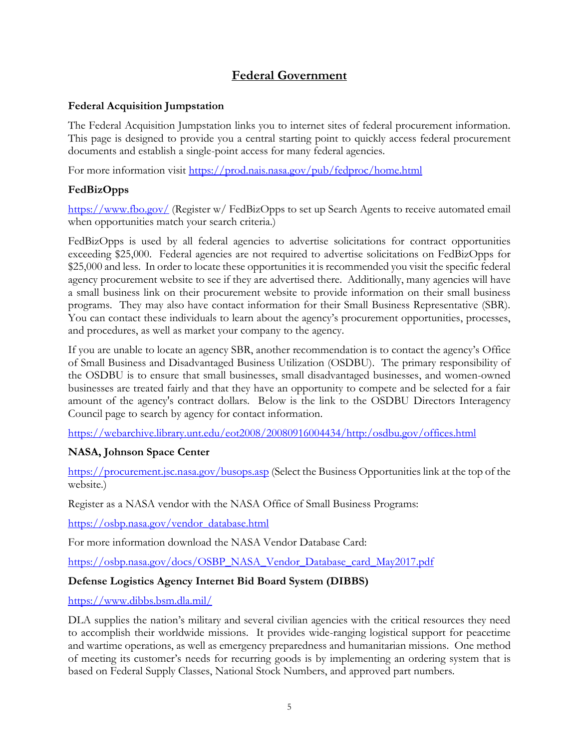## Federal Government

### Federal Acquisition Jumpstation

The Federal Acquisition Jumpstation links you to internet sites of federal procurement information. This page is designed to provide you a central starting point to quickly access federal procurement documents and establish a single-point access for many federal agencies.

For more information visit https://prod.nais.nasa.gov/pub/fedproc/home.html

### FedBizOpps

https://www.fbo.gov/ (Register w/ FedBizOpps to set up Search Agents to receive automated email when opportunities match your search criteria.)

FedBizOpps is used by all federal agencies to advertise solicitations for contract opportunities exceeding $25,000. Federal agencies are not required to advertise solicitations on FedBizOpps for $25,000 and less. In order to locate these opportunities it is recommended you visit the specific federal agency procurement website to see if they are advertised there. Additionally, many agencies will have a small business link on their procurement website to provide information on their small business programs. They may also have contact information for their Small Business Representative (SBR). You can contact these individuals to learn about the agency's procurement opportunities, processes, and procedures, as well as market your company to the agency.

If you are unable to locate an agency SBR, another recommendation is to contact the agency's Office of Small Business and Disadvantaged Business Utilization (OSDBU). The primary responsibility of the OSDBU is to ensure that small businesses, small disadvantaged businesses, and women-owned businesses are treated fairly and that they have an opportunity to compete and be selected for a fair amount of the agency's contract dollars. Below is the link to the OSDBU Directors Interagency Council page to search by agency for contact information.

https://webarchive.library.unt.edu/eot2008/20080916004434/http:/osdbu.gov/offices.html

### NASA, Johnson Space Center

https://procurement.jsc.nasa.gov/busops.asp (Select the Business Opportunities link at the top of the website.)

Register as a NASA vendor with the NASA Office of Small Business Programs:

https://osbp.nasa.gov/vendor_database.html

For more information download the NASA Vendor Database Card:

https://osbp.nasa.gov/docs/OSBP_NASA_Vendor_Database_card_May2017.pdf

### Defense Logistics Agency Internet Bid Board System (DIBBS)

https://www.dibbs.bsm.dla.mil/

DLA supplies the nation's military and several civilian agencies with the critical resources they need to accomplish their worldwide missions. It provides wide-ranging logistical support for peacetime and wartime operations, as well as emergency preparedness and humanitarian missions. One method of meeting its customer's needs for recurring goods is by implementing an ordering system that is based on Federal Supply Classes, National Stock Numbers, and approved part numbers.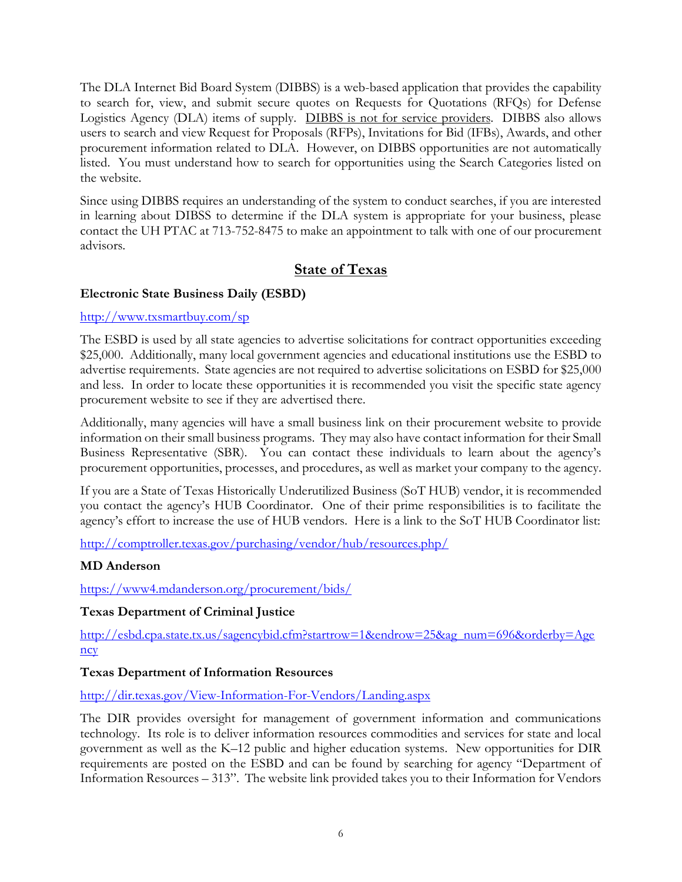The DLA Internet Bid Board System (DIBBS) is a web-based application that provides the capability to search for, view, and submit secure quotes on Requests for Quotations (RFQs) for Defense Logistics Agency (DLA) items of supply. DIBBS is not for service providers. DIBBS also allows users to search and view Request for Proposals (RFPs), Invitations for Bid (IFBs), Awards, and other procurement information related to DLA. However, on DIBBS opportunities are not automatically listed. You must understand how to search for opportunities using the Search Categories listed on the website.

Since using DIBBS requires an understanding of the system to conduct searches, if you are interested in learning about DIBSS to determine if the DLA system is appropriate for your business, please contact the UH PTAC at 713-752-8475 to make an appointment to talk with one of our procurement advisors.

## State of Texas

**Electronic State Business Daily (ESBD)**

http://www.txsmartbuy.com/sp

The ESBD is used by all state agencies to advertise solicitations for contract opportunities exceeding $25,000. Additionally, many local government agencies and educational institutions use the ESBD to advertise requirements. State agencies are not required to advertise solicitations on ESBD for $25,000 and less. In order to locate these opportunities it is recommended you visit the specific state agency procurement website to see if they are advertised there.

Additionally, many agencies will have a small business link on their procurement website to provide information on their small business programs. They may also have contact information for their Small Business Representative (SBR). You can contact these individuals to learn about the agency's procurement opportunities, processes, and procedures, as well as market your company to the agency.

If you are a State of Texas Historically Underutilized Business (SoT HUB) vendor, it is recommended you contact the agency's HUB Coordinator. One of their prime responsibilities is to facilitate the agency's effort to increase the use of HUB vendors. Here is a link to the SoT HUB Coordinator list:

http://comptroller.texas.gov/purchasing/vendor/hub/resources.php/

**MD Anderson**

https://www4.mdanderson.org/procurement/bids/

**Texas Department of Criminal Justice**

http://esbd.cpa.state.tx.us/sagencybid.cfm?startrow=1&endrow=25&ag_num=696&orderby=Agency

**Texas Department of Information Resources**

http://dir.texas.gov/View-Information-For-Vendors/Landing.aspx

The DIR provides oversight for management of government information and communications technology. Its role is to deliver information resources commodities and services for state and local government as well as the K–12 public and higher education systems. New opportunities for DIR requirements are posted on the ESBD and can be found by searching for agency "Department of Information Resources – 313". The website link provided takes you to their Information for Vendors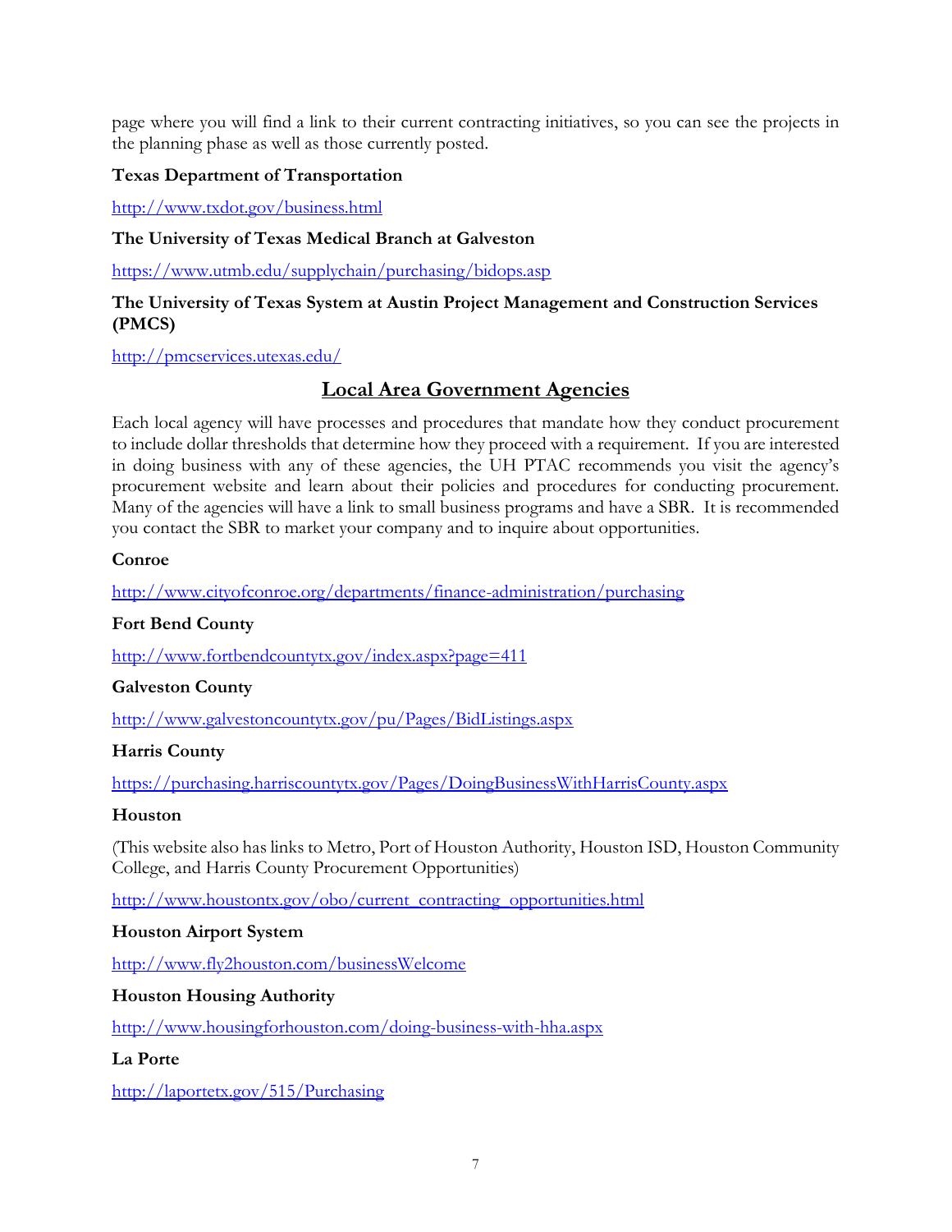page where you will find a link to their current contracting initiatives, so you can see the projects in the planning phase as well as those currently posted.

**Texas Department of Transportation**

http://www.txdot.gov/business.html

**The University of Texas Medical Branch at Galveston**

https://www.utmb.edu/supplychain/purchasing/bidops.asp

**The University of Texas System at Austin Project Management and Construction Services (PMCS)**

http://pmcservices.utexas.edu/

## Local Area Government Agencies

Each local agency will have processes and procedures that mandate how they conduct procurement to include dollar thresholds that determine how they proceed with a requirement. If you are interested in doing business with any of these agencies, the UH PTAC recommends you visit the agency's procurement website and learn about their policies and procedures for conducting procurement. Many of the agencies will have a link to small business programs and have a SBR. It is recommended you contact the SBR to market your company and to inquire about opportunities.

**Conroe**

http://www.cityofconroe.org/departments/finance-administration/purchasing

**Fort Bend County**

http://www.fortbendcountytx.gov/index.aspx?page=411

**Galveston County**

http://www.galvestoncountytx.gov/pu/Pages/BidListings.aspx

**Harris County**

https://purchasing.harriscountytx.gov/Pages/DoingBusinessWithHarrisCounty.aspx

**Houston**

(This website also has links to Metro, Port of Houston Authority, Houston ISD, Houston Community College, and Harris County Procurement Opportunities)

http://www.houstontx.gov/obo/current_contracting_opportunities.html

**Houston Airport System**

http://www.fly2houston.com/businessWelcome

**Houston Housing Authority**

http://www.housingforhouston.com/doing-business-with-hha.aspx

**La Porte**

http://laportetx.gov/515/Purchasing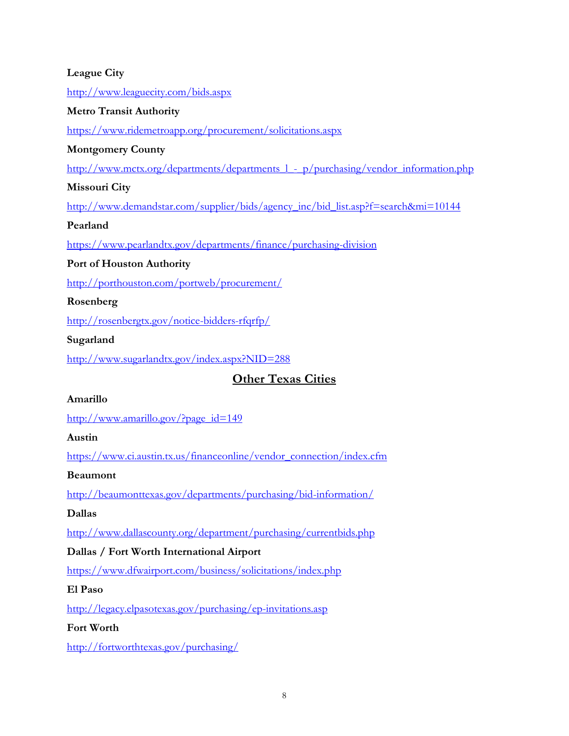**League City**

http://www.leaguecity.com/bids.aspx

**Metro Transit Authority**

https://www.ridemetroapp.org/procurement/solicitations.aspx

**Montgomery County**

http://www.mctx.org/departments/departments_l_-_p/purchasing/vendor_information.php

**Missouri City**

http://www.demandstar.com/supplier/bids/agency_inc/bid_list.asp?f=search&mi=10144

**Pearland**

https://www.pearlandtx.gov/departments/finance/purchasing-division

**Port of Houston Authority**

http://porthouston.com/portweb/procurement/

**Rosenberg**

http://rosenbergtx.gov/notice-bidders-rfqrfp/

**Sugarland**

http://www.sugarlandtx.gov/index.aspx?NID=288

## Other Texas Cities

**Amarillo**

http://www.amarillo.gov/?page_id=149

**Austin**

https://www.ci.austin.tx.us/financeonline/vendor_connection/index.cfm

**Beaumont**

http://beaumonttexas.gov/departments/purchasing/bid-information/

**Dallas**

http://www.dallascounty.org/department/purchasing/currentbids.php

**Dallas / Fort Worth International Airport**

https://www.dfwairport.com/business/solicitations/index.php

**El Paso**

http://legacy.elpasotexas.gov/purchasing/ep-invitations.asp

**Fort Worth**

http://fortworthtexas.gov/purchasing/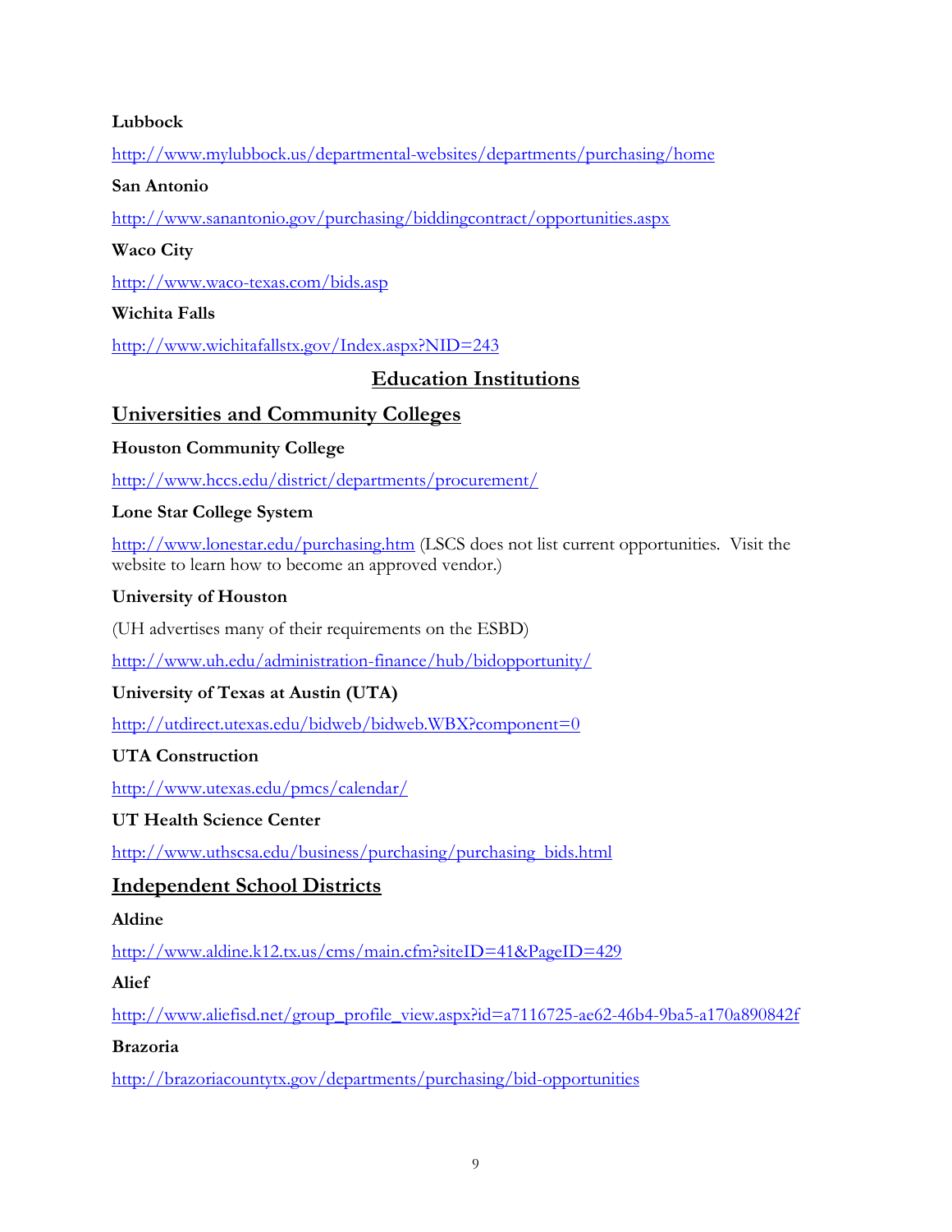**Lubbock**

http://www.mylubbock.us/departmental-websites/departments/purchasing/home

**San Antonio**

http://www.sanantonio.gov/purchasing/biddingcontract/opportunities.aspx

**Waco City**

http://www.waco-texas.com/bids.asp

**Wichita Falls**

http://www.wichitafallstx.gov/Index.aspx?NID=243

# Education Institutions

## Universities and Community Colleges

**Houston Community College**

http://www.hccs.edu/district/departments/procurement/

**Lone Star College System**

http://www.lonestar.edu/purchasing.htm (LSCS does not list current opportunities. Visit the website to learn how to become an approved vendor.)

**University of Houston**

(UH advertises many of their requirements on the ESBD)

http://www.uh.edu/administration-finance/hub/bidopportunity/

**University of Texas at Austin (UTA)**

http://utdirect.utexas.edu/bidweb/bidweb.WBX?component=0

**UTA Construction**

http://www.utexas.edu/pmcs/calendar/

**UT Health Science Center**

http://www.uthscsa.edu/business/purchasing/purchasing_bids.html

## Independent School Districts

**Aldine**

http://www.aldine.k12.tx.us/cms/main.cfm?siteID=41&PageID=429

**Alief**

http://www.aliefisd.net/group_profile_view.aspx?id=a7116725-ae62-46b4-9ba5-a170a890842f

**Brazoria**

http://brazoriacountytx.gov/departments/purchasing/bid-opportunities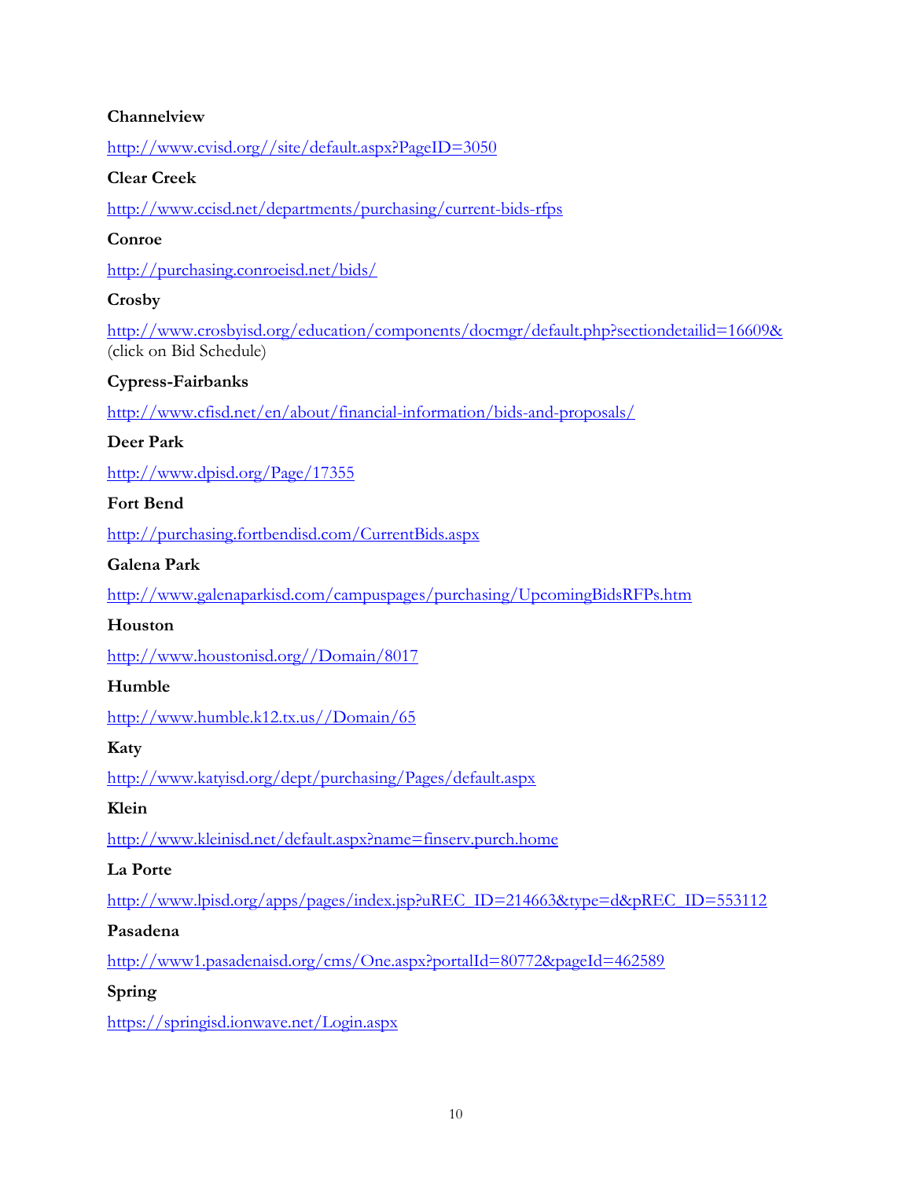**Channelview**

http://www.cvisd.org//site/default.aspx?PageID=3050

**Clear Creek**

http://www.ccisd.net/departments/purchasing/current-bids-rfps

**Conroe**

http://purchasing.conroeisd.net/bids/

**Crosby**

http://www.crosbyisd.org/education/components/docmgr/default.php?sectiondetailid=16609&
(click on Bid Schedule)

**Cypress-Fairbanks**

http://www.cfisd.net/en/about/financial-information/bids-and-proposals/

**Deer Park**

http://www.dpisd.org/Page/17355

**Fort Bend**

http://purchasing.fortbendisd.com/CurrentBids.aspx

**Galena Park**

http://www.galenaparkisd.com/campuspages/purchasing/UpcomingBidsRFPs.htm

**Houston**

http://www.houstonisd.org//Domain/8017

**Humble**

http://www.humble.k12.tx.us//Domain/65

**Katy**

http://www.katyisd.org/dept/purchasing/Pages/default.aspx

**Klein**

http://www.kleinisd.net/default.aspx?name=finserv.purch.home

**La Porte**

http://www.lpisd.org/apps/pages/index.jsp?uREC_ID=214663&type=d&pREC_ID=553112

**Pasadena**

http://www1.pasadenaisd.org/cms/One.aspx?portalId=80772&pageId=462589

**Spring**

https://springisd.ionwave.net/Login.aspx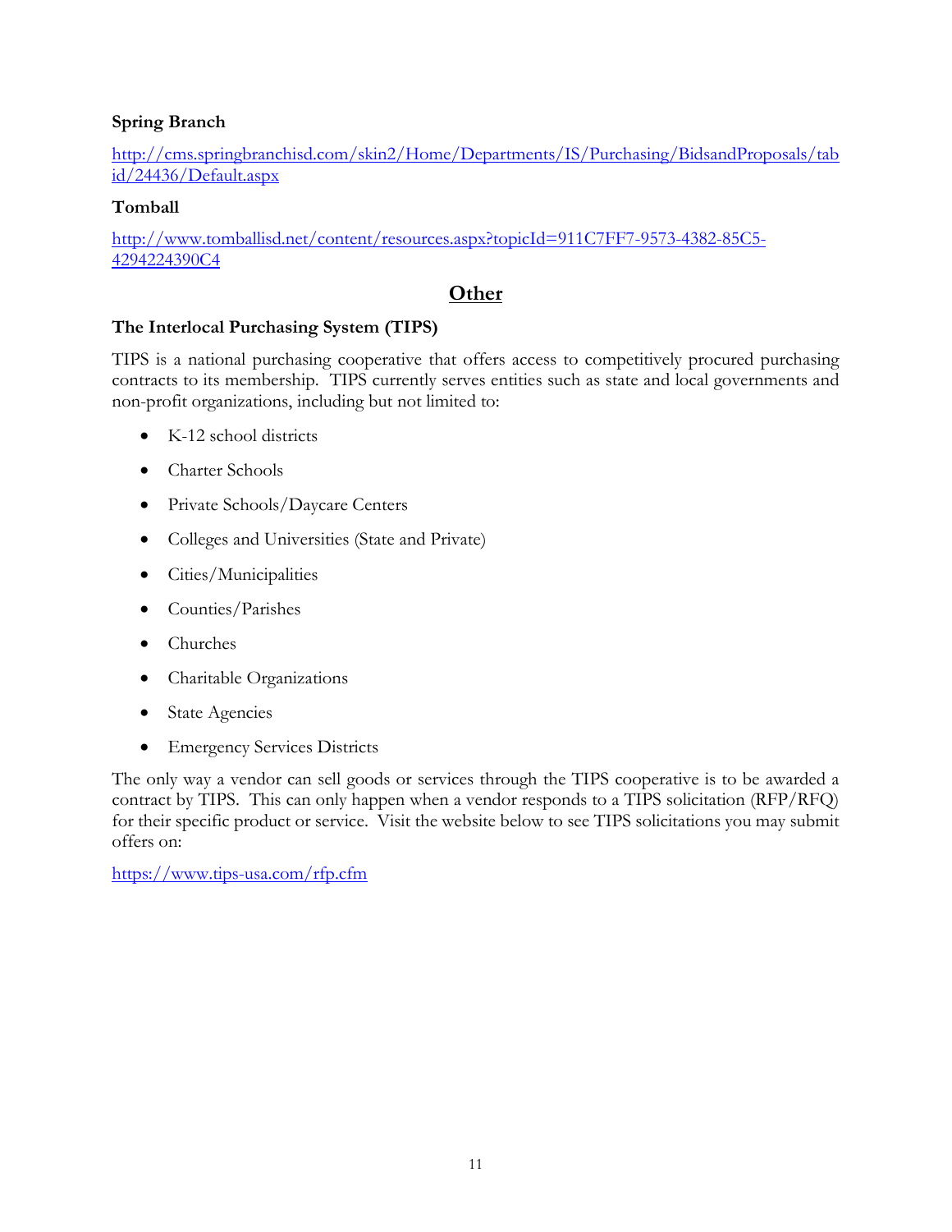**Spring Branch**

http://cms.springbranchisd.com/skin2/Home/Departments/IS/Purchasing/BidsandProposals/tabid/24436/Default.aspx

**Tomball**

http://www.tomballisd.net/content/resources.aspx?topicId=911C7FF7-9573-4382-85C5-4294224390C4

## Other

**The Interlocal Purchasing System (TIPS)**

TIPS is a national purchasing cooperative that offers access to competitively procured purchasing contracts to its membership. TIPS currently serves entities such as state and local governments and non-profit organizations, including but not limited to:

- K-12 school districts
- Charter Schools
- Private Schools/Daycare Centers
- Colleges and Universities (State and Private)
- Cities/Municipalities
- Counties/Parishes
- Churches
- Charitable Organizations
- State Agencies
- Emergency Services Districts

The only way a vendor can sell goods or services through the TIPS cooperative is to be awarded a contract by TIPS. This can only happen when a vendor responds to a TIPS solicitation (RFP/RFQ) for their specific product or service. Visit the website below to see TIPS solicitations you may submit offers on:

https://www.tips-usa.com/rfp.cfm